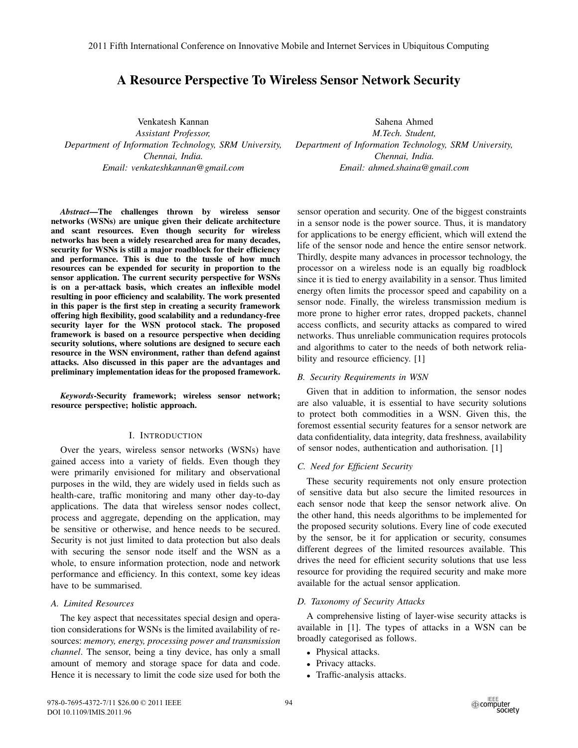# A Resource Perspective To Wireless Sensor Network Security

Venkatesh Kannan
*Assistant Professor,*
*Department of Information Technology, SRM University,*
*Chennai, India.*
*Email: venkateshkannan@gmail.com*

Sahena Ahmed
*M.Tech. Student,*
*Department of Information Technology, SRM University,*
*Chennai, India.*
*Email: ahmed.shaina@gmail.com*

***Abstract*—The challenges thrown by wireless sensor networks (WSNs) are unique given their delicate architecture and scant resources. Even though security for wireless networks has been a widely researched area for many decades, security for WSNs is still a major roadblock for their efficiency and performance. This is due to the tussle of how much resources can be expended for security in proportion to the sensor application. The current security perspective for WSNs is on a per-attack basis, which creates an inflexible model resulting in poor efficiency and scalability. The work presented in this paper is the first step in creating a security framework offering high flexibility, good scalability and a redundancy-free security layer for the WSN protocol stack. The proposed framework is based on a resource perspective when deciding security solutions, where solutions are designed to secure each resource in the WSN environment, rather than defend against attacks. Also discussed in this paper are the advantages and preliminary implementation ideas for the proposed framework.**

***Keywords*-Security framework; wireless sensor network; resource perspective; holistic approach.**

## I. Introduction

Over the years, wireless sensor networks (WSNs) have gained access into a variety of fields. Even though they were primarily envisioned for military and observational purposes in the wild, they are widely used in fields such as health-care, traffic monitoring and many other day-to-day applications. The data that wireless sensor nodes collect, process and aggregate, depending on the application, may be sensitive or otherwise, and hence needs to be secured. Security is not just limited to data protection but also deals with securing the sensor node itself and the WSN as a whole, to ensure information protection, node and network performance and efficiency. In this context, some key ideas have to be summarised.

### A. Limited Resources

The key aspect that necessitates special design and operation considerations for WSNs is the limited availability of resources: *memory, energy, processing power and transmission channel*. The sensor, being a tiny device, has only a small amount of memory and storage space for data and code. Hence it is necessary to limit the code size used for both the sensor operation and security. One of the biggest constraints in a sensor node is the power source. Thus, it is mandatory for applications to be energy efficient, which will extend the life of the sensor node and hence the entire sensor network. Thirdly, despite many advances in processor technology, the processor on a wireless node is an equally big roadblock since it is tied to energy availability in a sensor. Thus limited energy often limits the processor speed and capability on a sensor node. Finally, the wireless transmission medium is more prone to higher error rates, dropped packets, channel access conflicts, and security attacks as compared to wired networks. Thus unreliable communication requires protocols and algorithms to cater to the needs of both network reliability and resource efficiency. [1]

### B. Security Requirements in WSN

Given that in addition to information, the sensor nodes are also valuable, it is essential to have security solutions to protect both commodities in a WSN. Given this, the foremost essential security features for a sensor network are data confidentiality, data integrity, data freshness, availability of sensor nodes, authentication and authorisation. [1]

### C. Need for Efficient Security

These security requirements not only ensure protection of sensitive data but also secure the limited resources in each sensor node that keep the sensor network alive. On the other hand, this needs algorithms to be implemented for the proposed security solutions. Every line of code executed by the sensor, be it for application or security, consumes different degrees of the limited resources available. This drives the need for efficient security solutions that use less resource for providing the required security and make more available for the actual sensor application.

### D. Taxonomy of Security Attacks

A comprehensive listing of layer-wise security attacks is available in [1]. The types of attacks in a WSN can be broadly categorised as follows.

- Physical attacks.
- Privacy attacks.
- Traffic-analysis attacks.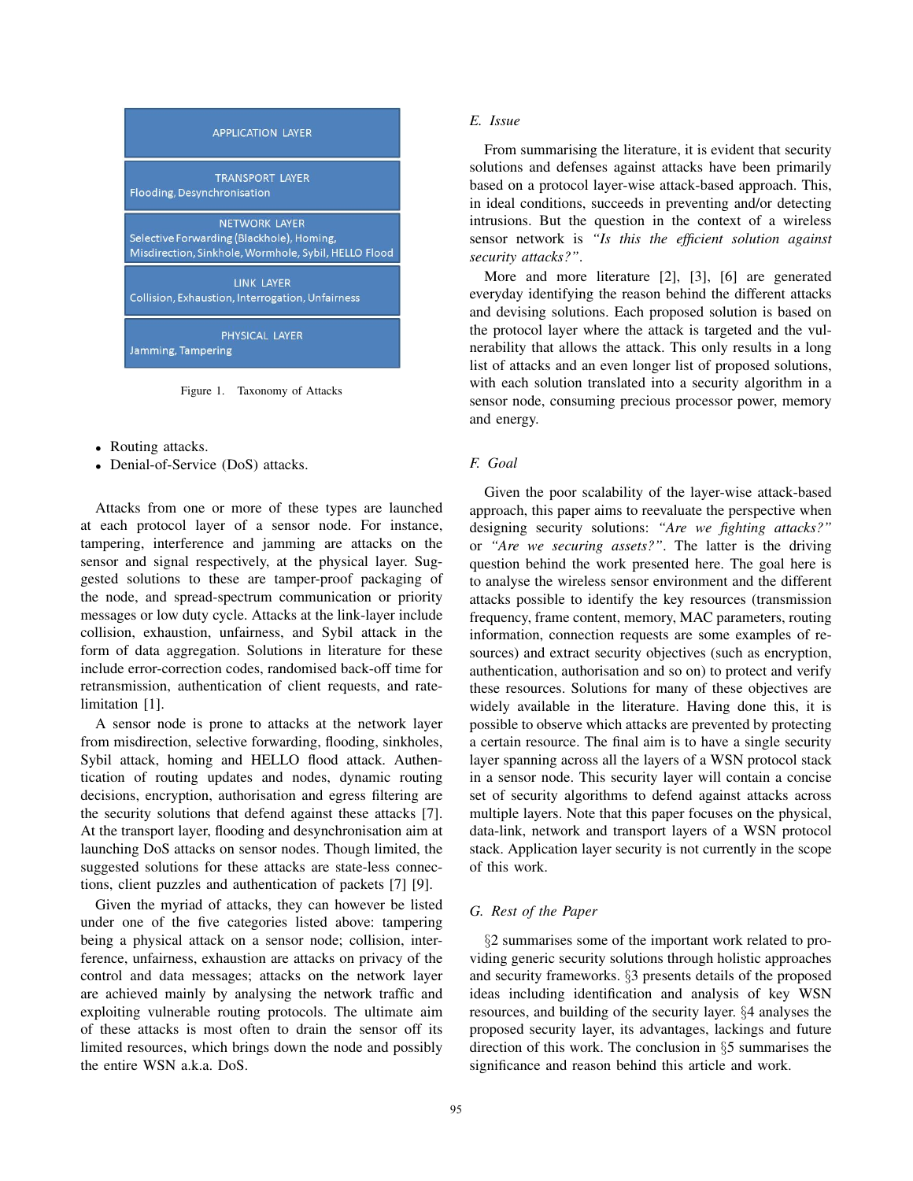APPLICATION LAYER

TRANSPORT LAYER
Flooding, Desynchronisation

NETWORK LAYER
Selective Forwarding (Blackhole), Homing, Misdirection, Sinkhole, Wormhole, Sybil, HELLO Flood

LINK LAYER
Collision, Exhaustion, Interrogation, Unfairness

PHYSICAL LAYER
Jamming, Tampering

Figure 1. Taxonomy of Attacks

- Routing attacks.
- Denial-of-Service (DoS) attacks.

Attacks from one or more of these types are launched at each protocol layer of a sensor node. For instance, tampering, interference and jamming are attacks on the sensor and signal respectively, at the physical layer. Suggested solutions to these are tamper-proof packaging of the node, and spread-spectrum communication or priority messages or low duty cycle. Attacks at the link-layer include collision, exhaustion, unfairness, and Sybil attack in the form of data aggregation. Solutions in literature for these include error-correction codes, randomised back-off time for retransmission, authentication of client requests, and rate-limitation [1].

A sensor node is prone to attacks at the network layer from misdirection, selective forwarding, flooding, sinkholes, Sybil attack, homing and HELLO flood attack. Authentication of routing updates and nodes, dynamic routing decisions, encryption, authorisation and egress filtering are the security solutions that defend against these attacks [7]. At the transport layer, flooding and desynchronisation aim at launching DoS attacks on sensor nodes. Though limited, the suggested solutions for these attacks are state-less connections, client puzzles and authentication of packets [7] [9].

Given the myriad of attacks, they can however be listed under one of the five categories listed above: tampering being a physical attack on a sensor node; collision, interference, unfairness, exhaustion are attacks on privacy of the control and data messages; attacks on the network layer are achieved mainly by analysing the network traffic and exploiting vulnerable routing protocols. The ultimate aim of these attacks is most often to drain the sensor off its limited resources, which brings down the node and possibly the entire WSN a.k.a. DoS.

### E. Issue

From summarising the literature, it is evident that security solutions and defenses against attacks have been primarily based on a protocol layer-wise attack-based approach. This, in ideal conditions, succeeds in preventing and/or detecting intrusions. But the question in the context of a wireless sensor network is *"Is this the efficient solution against security attacks?"*.

More and more literature [2], [3], [6] are generated everyday identifying the reason behind the different attacks and devising solutions. Each proposed solution is based on the protocol layer where the attack is targeted and the vulnerability that allows the attack. This only results in a long list of attacks and an even longer list of proposed solutions, with each solution translated into a security algorithm in a sensor node, consuming precious processor power, memory and energy.

### F. Goal

Given the poor scalability of the layer-wise attack-based approach, this paper aims to reevaluate the perspective when designing security solutions: *"Are we fighting attacks?"* or *"Are we securing assets?"*. The latter is the driving question behind the work presented here. The goal here is to analyse the wireless sensor environment and the different attacks possible to identify the key resources (transmission frequency, frame content, memory, MAC parameters, routing information, connection requests are some examples of resources) and extract security objectives (such as encryption, authentication, authorisation and so on) to protect and verify these resources. Solutions for many of these objectives are widely available in the literature. Having done this, it is possible to observe which attacks are prevented by protecting a certain resource. The final aim is to have a single security layer spanning across all the layers of a WSN protocol stack in a sensor node. This security layer will contain a concise set of security algorithms to defend against attacks across multiple layers. Note that this paper focuses on the physical, data-link, network and transport layers of a WSN protocol stack. Application layer security is not currently in the scope of this work.

### G. Rest of the Paper

§2 summarises some of the important work related to providing generic security solutions through holistic approaches and security frameworks. §3 presents details of the proposed ideas including identification and analysis of key WSN resources, and building of the security layer. §4 analyses the proposed security layer, its advantages, lackings and future direction of this work. The conclusion in §5 summarises the significance and reason behind this article and work.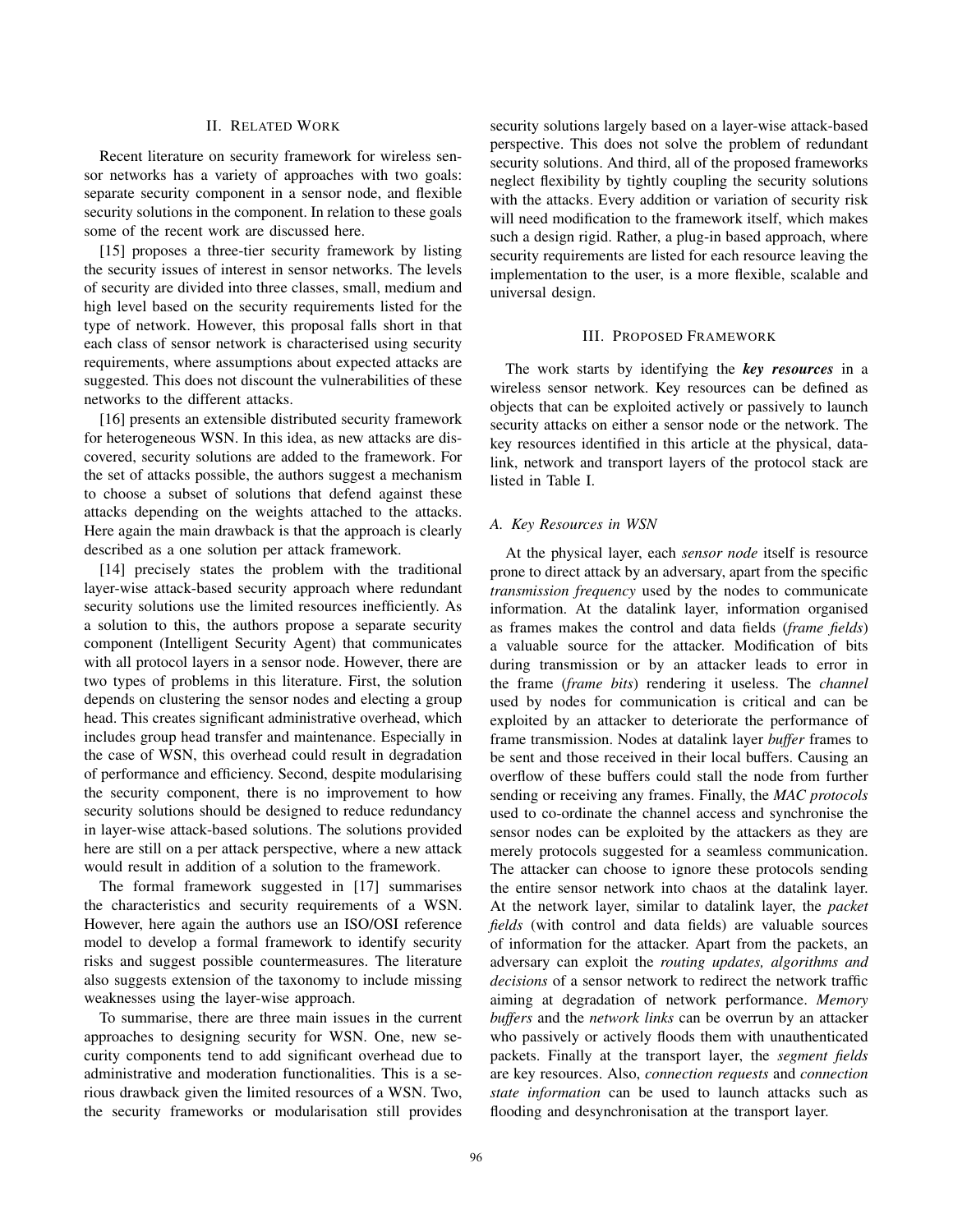## II. Related Work

Recent literature on security framework for wireless sensor networks has a variety of approaches with two goals: separate security component in a sensor node, and flexible security solutions in the component. In relation to these goals some of the recent work are discussed here.

[15] proposes a three-tier security framework by listing the security issues of interest in sensor networks. The levels of security are divided into three classes, small, medium and high level based on the security requirements listed for the type of network. However, this proposal falls short in that each class of sensor network is characterised using security requirements, where assumptions about expected attacks are suggested. This does not discount the vulnerabilities of these networks to the different attacks.

[16] presents an extensible distributed security framework for heterogeneous WSN. In this idea, as new attacks are discovered, security solutions are added to the framework. For the set of attacks possible, the authors suggest a mechanism to choose a subset of solutions that defend against these attacks depending on the weights attached to the attacks. Here again the main drawback is that the approach is clearly described as a one solution per attack framework.

[14] precisely states the problem with the traditional layer-wise attack-based security approach where redundant security solutions use the limited resources inefficiently. As a solution to this, the authors propose a separate security component (Intelligent Security Agent) that communicates with all protocol layers in a sensor node. However, there are two types of problems in this literature. First, the solution depends on clustering the sensor nodes and electing a group head. This creates significant administrative overhead, which includes group head transfer and maintenance. Especially in the case of WSN, this overhead could result in degradation of performance and efficiency. Second, despite modularising the security component, there is no improvement to how security solutions should be designed to reduce redundancy in layer-wise attack-based solutions. The solutions provided here are still on a per attack perspective, where a new attack would result in addition of a solution to the framework.

The formal framework suggested in [17] summarises the characteristics and security requirements of a WSN. However, here again the authors use an ISO/OSI reference model to develop a formal framework to identify security risks and suggest possible countermeasures. The literature also suggests extension of the taxonomy to include missing weaknesses using the layer-wise approach.

To summarise, there are three main issues in the current approaches to designing security for WSN. One, new security components tend to add significant overhead due to administrative and moderation functionalities. This is a serious drawback given the limited resources of a WSN. Two, the security frameworks or modularisation still provides security solutions largely based on a layer-wise attack-based perspective. This does not solve the problem of redundant security solutions. And third, all of the proposed frameworks neglect flexibility by tightly coupling the security solutions with the attacks. Every addition or variation of security risk will need modification to the framework itself, which makes such a design rigid. Rather, a plug-in based approach, where security requirements are listed for each resource leaving the implementation to the user, is a more flexible, scalable and universal design.

## III. Proposed Framework

The work starts by identifying the ***key resources*** in a wireless sensor network. Key resources can be defined as objects that can be exploited actively or passively to launch security attacks on either a sensor node or the network. The key resources identified in this article at the physical, datalink, network and transport layers of the protocol stack are listed in Table I.

### A. Key Resources in WSN

At the physical layer, each *sensor node* itself is resource prone to direct attack by an adversary, apart from the specific *transmission frequency* used by the nodes to communicate information. At the datalink layer, information organised as frames makes the control and data fields (*frame fields*) a valuable source for the attacker. Modification of bits during transmission or by an attacker leads to error in the frame (*frame bits*) rendering it useless. The *channel* used by nodes for communication is critical and can be exploited by an attacker to deteriorate the performance of frame transmission. Nodes at datalink layer *buffer* frames to be sent and those received in their local buffers. Causing an overflow of these buffers could stall the node from further sending or receiving any frames. Finally, the *MAC protocols* used to co-ordinate the channel access and synchronise the sensor nodes can be exploited by the attackers as they are merely protocols suggested for a seamless communication. The attacker can choose to ignore these protocols sending the entire sensor network into chaos at the datalink layer. At the network layer, similar to datalink layer, the *packet fields* (with control and data fields) are valuable sources of information for the attacker. Apart from the packets, an adversary can exploit the *routing updates, algorithms and decisions* of a sensor network to redirect the network traffic aiming at degradation of network performance. *Memory buffers* and the *network links* can be overrun by an attacker who passively or actively floods them with unauthenticated packets. Finally at the transport layer, the *segment fields* are key resources. Also, *connection requests* and *connection state information* can be used to launch attacks such as flooding and desynchronisation at the transport layer.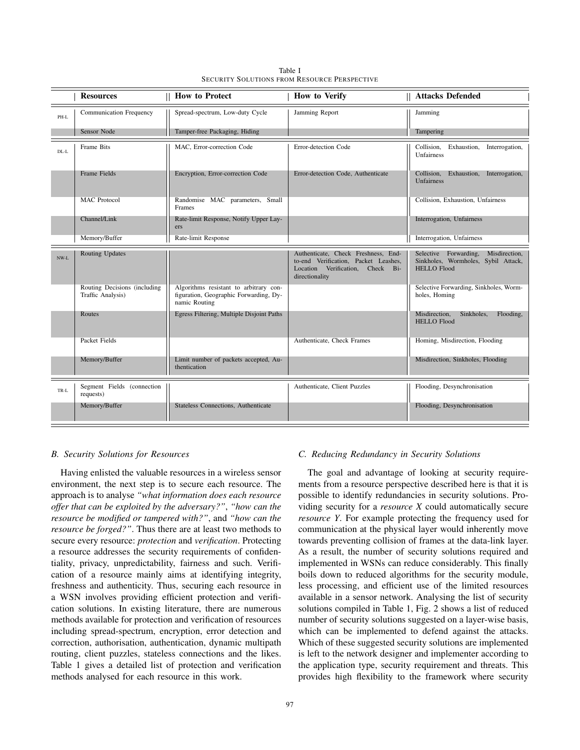Table I
SECURITY SOLUTIONS FROM RESOURCE PERSPECTIVE

| | Resources | How to Protect | How to Verify | Attacks Defended |
|---|---|---|---|---|
| PH-L | Communication Frequency | Spread-spectrum, Low-duty Cycle | Jamming Report | Jamming |
| | Sensor Node | Tamper-free Packaging, Hiding | | Tampering |
| DL-L | Frame Bits | MAC, Error-correction Code | Error-detection Code | Collision, Exhaustion, Interrogation, Unfairness |
| | Frame Fields | Encryption, Error-correction Code | Error-detection Code, Authenticate | Collision, Exhaustion, Interrogation, Unfairness |
| | MAC Protocol | Randomise MAC parameters, Small Frames | | Collision, Exhaustion, Unfairness |
| | Channel/Link | Rate-limit Response, Notify Upper Layers | | Interrogation, Unfairness |
| | Memory/Buffer | Rate-limit Response | | Interrogation, Unfairness |
| NW-L | Routing Updates | | Authenticate, Check Freshness, End-to-end Verification, Packet Leashes, Location Verification, Check Bi-directionality | Selective Forwarding, Misdirection, Sinkholes, Wormholes, Sybil Attack, HELLO Flood |
| | Routing Decisions (including Traffic Analysis) | Algorithms resistant to arbitrary configuration, Geographic Forwarding, Dynamic Routing | | Selective Forwarding, Sinkholes, Wormholes, Homing |
| | Routes | Egress Filtering, Multiple Disjoint Paths | | Misdirection, Sinkholes, Flooding, HELLO Flood |
| | Packet Fields | | Authenticate, Check Frames | Homing, Misdirection, Flooding |
| | Memory/Buffer | Limit number of packets accepted, Authentication | | Misdirection, Sinkholes, Flooding |
| TR-L | Segment Fields (connection requests) | | Authenticate, Client Puzzles | Flooding, Desynchronisation |
| | Memory/Buffer | Stateless Connections, Authenticate | | Flooding, Desynchronisation |

### B. Security Solutions for Resources

Having enlisted the valuable resources in a wireless sensor environment, the next step is to secure each resource. The approach is to analyse *"what information does each resource offer that can be exploited by the adversary?"*, *"how can the resource be modified or tampered with?"*, and *"how can the resource be forged?"*. Thus there are at least two methods to secure every resource: *protection* and *verification*. Protecting a resource addresses the security requirements of confidentiality, privacy, unpredictability, fairness and such. Verification of a resource mainly aims at identifying integrity, freshness and authenticity. Thus, securing each resource in a WSN involves providing efficient protection and verification solutions. In existing literature, there are numerous methods available for protection and verification of resources including spread-spectrum, encryption, error detection and correction, authorisation, authentication, dynamic multipath routing, client puzzles, stateless connections and the likes. Table 1 gives a detailed list of protection and verification methods analysed for each resource in this work.

### C. Reducing Redundancy in Security Solutions

The goal and advantage of looking at security requirements from a resource perspective described here is that it is possible to identify redundancies in security solutions. Providing security for a *resource X* could automatically secure *resource Y*. For example protecting the frequency used for communication at the physical layer would inherently move towards preventing collision of frames at the data-link layer. As a result, the number of security solutions required and implemented in WSNs can reduce considerably. This finally boils down to reduced algorithms for the security module, less processing, and efficient use of the limited resources available in a sensor network. Analysing the list of security solutions compiled in Table 1, Fig. 2 shows a list of reduced number of security solutions suggested on a layer-wise basis, which can be implemented to defend against the attacks. Which of these suggested security solutions are implemented is left to the network designer and implementer according to the application type, security requirement and threats. This provides high flexibility to the framework where security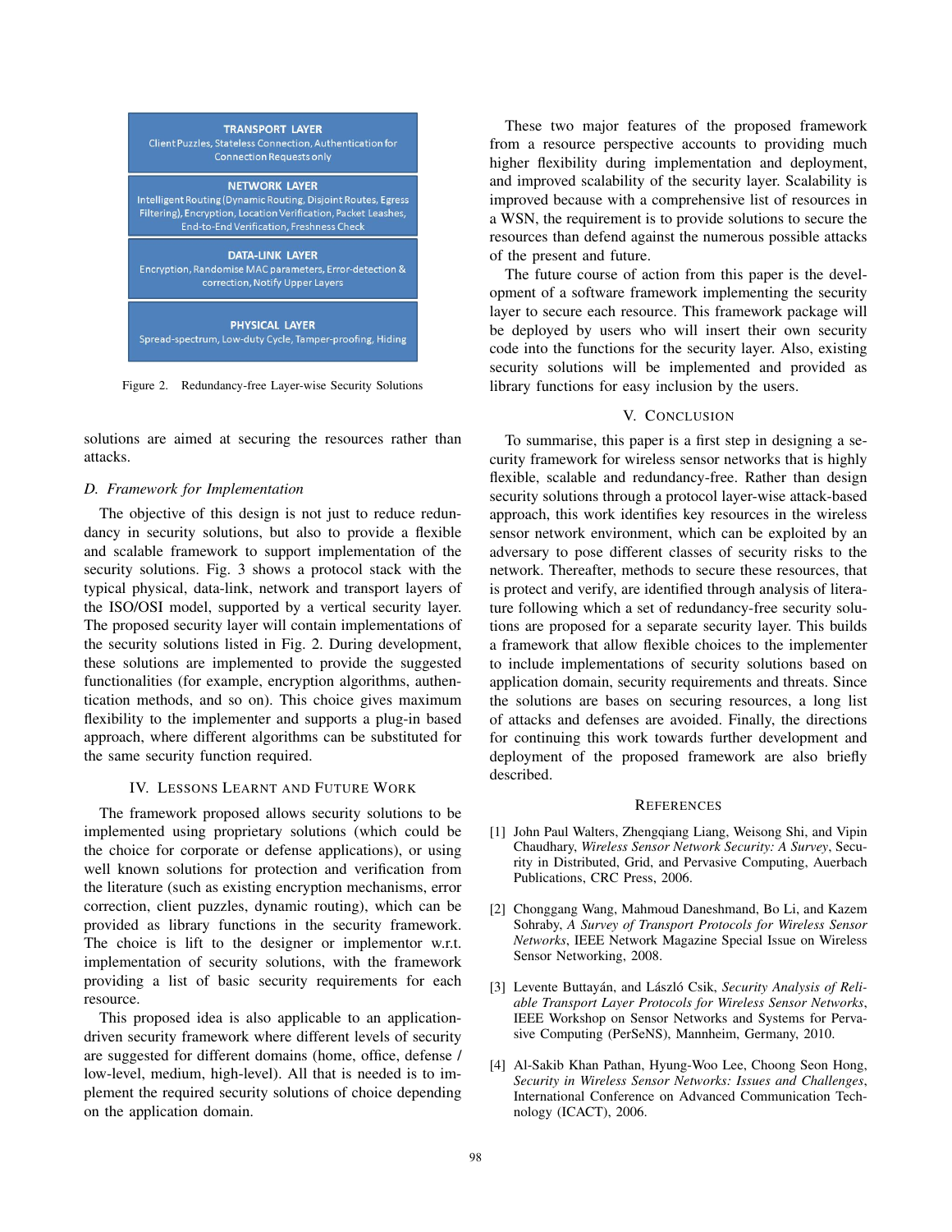TRANSPORT LAYER
Client Puzzles, Stateless Connection, Authentication for Connection Requests only

NETWORK LAYER
Intelligent Routing (Dynamic Routing, Disjoint Routes, Egress Filtering), Encryption, Location Verification, Packet Leashes, End-to-End Verification, Freshness Check

DATA-LINK LAYER
Encryption, Randomise MAC parameters, Error-detection & correction, Notify Upper Layers

PHYSICAL LAYER
Spread-spectrum, Low-duty Cycle, Tamper-proofing, Hiding

Figure 2. Redundancy-free Layer-wise Security Solutions

solutions are aimed at securing the resources rather than attacks.

### D. Framework for Implementation

The objective of this design is not just to reduce redundancy in security solutions, but also to provide a flexible and scalable framework to support implementation of the security solutions. Fig. 3 shows a protocol stack with the typical physical, data-link, network and transport layers of the ISO/OSI model, supported by a vertical security layer. The proposed security layer will contain implementations of the security solutions listed in Fig. 2. During development, these solutions are implemented to provide the suggested functionalities (for example, encryption algorithms, authentication methods, and so on). This choice gives maximum flexibility to the implementer and supports a plug-in based approach, where different algorithms can be substituted for the same security function required.

## IV. Lessons Learnt and Future Work

The framework proposed allows security solutions to be implemented using proprietary solutions (which could be the choice for corporate or defense applications), or using well known solutions for protection and verification from the literature (such as existing encryption mechanisms, error correction, client puzzles, dynamic routing), which can be provided as library functions in the security framework. The choice is lift to the designer or implementor w.r.t. implementation of security solutions, with the framework providing a list of basic security requirements for each resource.

This proposed idea is also applicable to an application-driven security framework where different levels of security are suggested for different domains (home, office, defense / low-level, medium, high-level). All that is needed is to implement the required security solutions of choice depending on the application domain.

These two major features of the proposed framework from a resource perspective accounts to providing much higher flexibility during implementation and deployment, and improved scalability of the security layer. Scalability is improved because with a comprehensive list of resources in a WSN, the requirement is to provide solutions to secure the resources than defend against the numerous possible attacks of the present and future.

The future course of action from this paper is the development of a software framework implementing the security layer to secure each resource. This framework package will be deployed by users who will insert their own security code into the functions for the security layer. Also, existing security solutions will be implemented and provided as library functions for easy inclusion by the users.

## V. Conclusion

To summarise, this paper is a first step in designing a security framework for wireless sensor networks that is highly flexible, scalable and redundancy-free. Rather than design security solutions through a protocol layer-wise attack-based approach, this work identifies key resources in the wireless sensor network environment, which can be exploited by an adversary to pose different classes of security risks to the network. Thereafter, methods to secure these resources, that is protect and verify, are identified through analysis of literature following which a set of redundancy-free security solutions are proposed for a separate security layer. This builds a framework that allow flexible choices to the implementer to include implementations of security solutions based on application domain, security requirements and threats. Since the solutions are bases on securing resources, a long list of attacks and defenses are avoided. Finally, the directions for continuing this work towards further development and deployment of the proposed framework are also briefly described.

## References

[1] John Paul Walters, Zhengqiang Liang, Weisong Shi, and Vipin Chaudhary, *Wireless Sensor Network Security: A Survey*, Security in Distributed, Grid, and Pervasive Computing, Auerbach Publications, CRC Press, 2006.

[2] Chonggang Wang, Mahmoud Daneshmand, Bo Li, and Kazem Sohraby, *A Survey of Transport Protocols for Wireless Sensor Networks*, IEEE Network Magazine Special Issue on Wireless Sensor Networking, 2008.

[3] Levente Buttyán, and László Csik, *Security Analysis of Reliable Transport Layer Protocols for Wireless Sensor Networks*, IEEE Workshop on Sensor Networks and Systems for Pervasive Computing (PerSeNS), Mannheim, Germany, 2010.

[4] Al-Sakib Khan Pathan, Hyung-Woo Lee, Choong Seon Hong, *Security in Wireless Sensor Networks: Issues and Challenges*, International Conference on Advanced Communication Technology (ICACT), 2006.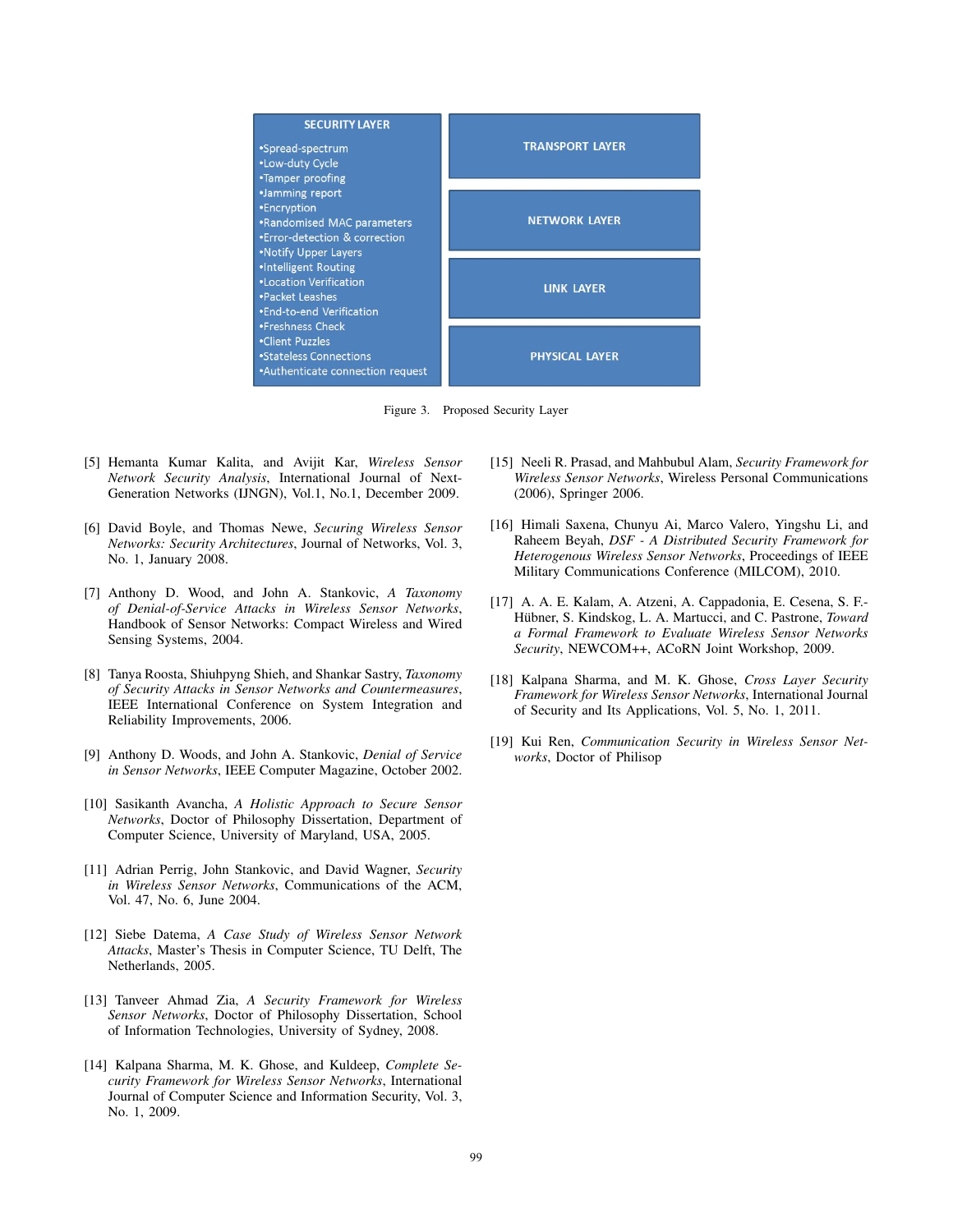SECURITY LAYER

- Spread-spectrum
- Low-duty Cycle
- Tamper proofing
- Jamming report
- Encryption
- Randomised MAC parameters
- Error-detection & correction
- Notify Upper Layers
- Intelligent Routing
- Location Verification
- Packet Leashes
- End-to-end Verification
- Freshness Check
- Client Puzzles
- Stateless Connections
- Authenticate connection request

TRANSPORT LAYER

NETWORK LAYER

LINK LAYER

PHYSICAL LAYER

Figure 3. Proposed Security Layer

[5] Hemanta Kumar Kalita, and Avijit Kar, *Wireless Sensor Network Security Analysis*, International Journal of Next-Generation Networks (IJNGN), Vol.1, No.1, December 2009.

[6] David Boyle, and Thomas Newe, *Securing Wireless Sensor Networks: Security Architectures*, Journal of Networks, Vol. 3, No. 1, January 2008.

[7] Anthony D. Wood, and John A. Stankovic, *A Taxonomy of Denial-of-Service Attacks in Wireless Sensor Networks*, Handbook of Sensor Networks: Compact Wireless and Wired Sensing Systems, 2004.

[8] Tanya Roosta, Shiuhpyng Shieh, and Shankar Sastry, *Taxonomy of Security Attacks in Sensor Networks and Countermeasures*, IEEE International Conference on System Integration and Reliability Improvements, 2006.

[9] Anthony D. Woods, and John A. Stankovic, *Denial of Service in Sensor Networks*, IEEE Computer Magazine, October 2002.

[10] Sasikanth Avancha, *A Holistic Approach to Secure Sensor Networks*, Doctor of Philosophy Dissertation, Department of Computer Science, University of Maryland, USA, 2005.

[11] Adrian Perrig, John Stankovic, and David Wagner, *Security in Wireless Sensor Networks*, Communications of the ACM, Vol. 47, No. 6, June 2004.

[12] Siebe Datema, *A Case Study of Wireless Sensor Network Attacks*, Master's Thesis in Computer Science, TU Delft, The Netherlands, 2005.

[13] Tanveer Ahmad Zia, *A Security Framework for Wireless Sensor Networks*, Doctor of Philosophy Dissertation, School of Information Technologies, University of Sydney, 2008.

[14] Kalpana Sharma, M. K. Ghose, and Kuldeep, *Complete Security Framework for Wireless Sensor Networks*, International Journal of Computer Science and Information Security, Vol. 3, No. 1, 2009.

[15] Neeli R. Prasad, and Mahbubul Alam, *Security Framework for Wireless Sensor Networks*, Wireless Personal Communications (2006), Springer 2006.

[16] Himali Saxena, Chunyu Ai, Marco Valero, Yingshu Li, and Raheem Beyah, *DSF - A Distributed Security Framework for Heterogenous Wireless Sensor Networks*, Proceedings of IEEE Military Communications Conference (MILCOM), 2010.

[17] A. A. E. Kalam, A. Atzeni, A. Cappadonia, E. Cesena, S. F.-Hübner, S. Kindskog, L. A. Martucci, and C. Pastrone, *Toward a Formal Framework to Evaluate Wireless Sensor Networks Security*, NEWCOM++, ACoRN Joint Workshop, 2009.

[18] Kalpana Sharma, and M. K. Ghose, *Cross Layer Security Framework for Wireless Sensor Networks*, International Journal of Security and Its Applications, Vol. 5, No. 1, 2011.

[19] Kui Ren, *Communication Security in Wireless Sensor Networks*, Doctor of Philisop